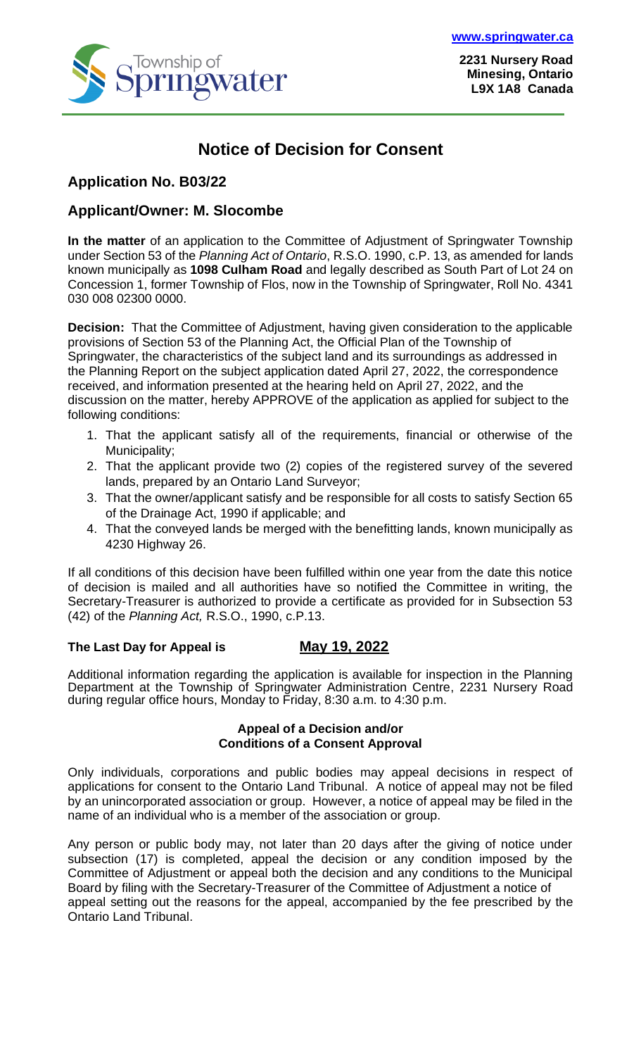**www.springwater.ca**

**2231 Nursery Road**
**Minesing, Ontario**
**L9X 1A8 Canada**

# Notice of Decision for Consent

## Application No. B03/22

## Applicant/Owner: M. Slocombe

**In the matter** of an application to the Committee of Adjustment of Springwater Township under Section 53 of the *Planning Act of Ontario*, R.S.O. 1990, c.P. 13, as amended for lands known municipally as **1098 Culham Road** and legally described as South Part of Lot 24 on Concession 1, former Township of Flos, now in the Township of Springwater, Roll No. 4341 030 008 02300 0000.

**Decision:** That the Committee of Adjustment, having given consideration to the applicable provisions of Section 53 of the Planning Act, the Official Plan of the Township of Springwater, the characteristics of the subject land and its surroundings as addressed in the Planning Report on the subject application dated April 27, 2022, the correspondence received, and information presented at the hearing held on April 27, 2022, and the discussion on the matter, hereby APPROVE of the application as applied for subject to the following conditions:

1. That the applicant satisfy all of the requirements, financial or otherwise of the Municipality;
2. That the applicant provide two (2) copies of the registered survey of the severed lands, prepared by an Ontario Land Surveyor;
3. That the owner/applicant satisfy and be responsible for all costs to satisfy Section 65 of the Drainage Act, 1990 if applicable; and
4. That the conveyed lands be merged with the benefitting lands, known municipally as 4230 Highway 26.

If all conditions of this decision have been fulfilled within one year from the date this notice of decision is mailed and all authorities have so notified the Committee in writing, the Secretary-Treasurer is authorized to provide a certificate as provided for in Subsection 53 (42) of the *Planning Act,* R.S.O., 1990, c.P.13.

**The Last Day for Appeal is** **May 19, 2022**

Additional information regarding the application is available for inspection in the Planning Department at the Township of Springwater Administration Centre, 2231 Nursery Road during regular office hours, Monday to Friday, 8:30 a.m. to 4:30 p.m.

**Appeal of a Decision and/or**
**Conditions of a Consent Approval**

Only individuals, corporations and public bodies may appeal decisions in respect of applications for consent to the Ontario Land Tribunal. A notice of appeal may not be filed by an unincorporated association or group. However, a notice of appeal may be filed in the name of an individual who is a member of the association or group.

Any person or public body may, not later than 20 days after the giving of notice under subsection (17) is completed, appeal the decision or any condition imposed by the Committee of Adjustment or appeal both the decision and any conditions to the Municipal Board by filing with the Secretary-Treasurer of the Committee of Adjustment a notice of appeal setting out the reasons for the appeal, accompanied by the fee prescribed by the Ontario Land Tribunal.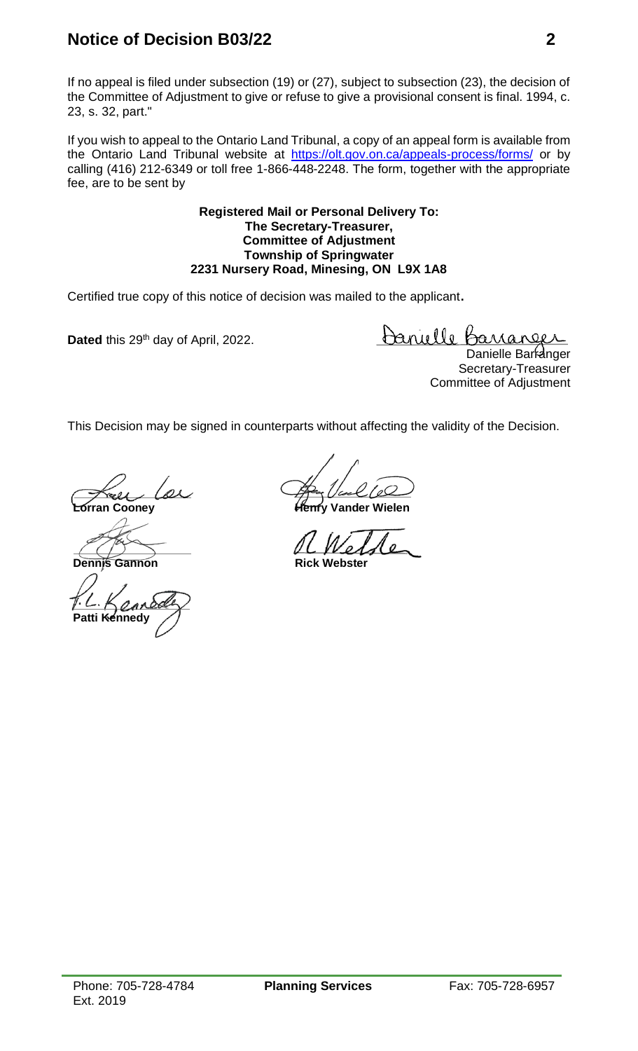If no appeal is filed under subsection (19) or (27), subject to subsection (23), the decision of the Committee of Adjustment to give or refuse to give a provisional consent is final. 1994, c. 23, s. 32, part."

If you wish to appeal to the Ontario Land Tribunal, a copy of an appeal form is available from the Ontario Land Tribunal website at https://olt.gov.on.ca/appeals-process/forms/ or by calling (416) 212-6349 or toll free 1-866-448-2248. The form, together with the appropriate fee, are to be sent by

**Registered Mail or Personal Delivery To:**
**The Secretary-Treasurer,**
**Committee of Adjustment**
**Township of Springwater**
**2231 Nursery Road, Minesing, ON L9X 1A8**

Certified true copy of this notice of decision was mailed to the applicant.

**Dated** this 29th day of April, 2022.

Danielle Barranger
Secretary-Treasurer
Committee of Adjustment

This Decision may be signed in counterparts without affecting the validity of the Decision.

**Lorran Cooney**

**Henry Vander Wielen**

**Dennis Gannon**

**Rick Webster**

**Patti Kennedy**